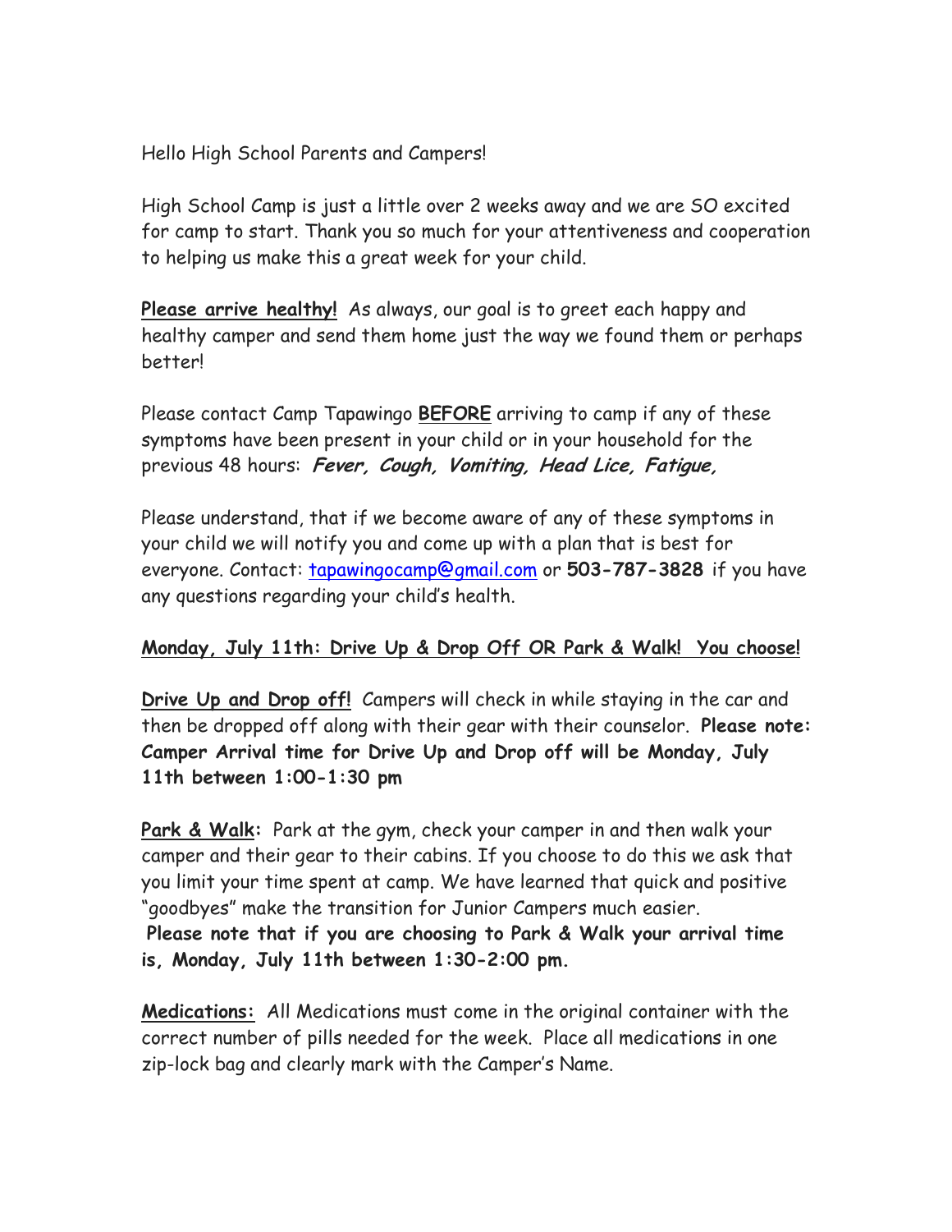Hello High School Parents and Campers!

High School Camp is just a little over 2 weeks away and we are SO excited for camp to start. Thank you so much for your attentiveness and cooperation to helping us make this a great week for your child.

**Please arrive healthy!** As always, our goal is to greet each happy and healthy camper and send them home just the way we found them or perhaps better!

Please contact Camp Tapawingo **BEFORE** arriving to camp if any of these symptoms have been present in your child or in your household for the previous 48 hours: ***Fever, Cough, Vomiting, Head Lice, Fatigue,***

Please understand, that if we become aware of any of these symptoms in your child we will notify you and come up with a plan that is best for everyone. Contact: tapawingocamp@gmail.com or **503-787-3828** if you have any questions regarding your child's health.

**Monday, July 11th: Drive Up & Drop Off OR Park & Walk! You choose!**

**Drive Up and Drop off!** Campers will check in while staying in the car and then be dropped off along with their gear with their counselor. **Please note: Camper Arrival time for Drive Up and Drop off will be Monday, July 11th between 1:00-1:30 pm**

**Park & Walk:** Park at the gym, check your camper in and then walk your camper and their gear to their cabins. If you choose to do this we ask that you limit your time spent at camp. We have learned that quick and positive "goodbyes" make the transition for Junior Campers much easier.
**Please note that if you are choosing to Park & Walk your arrival time is, Monday, July 11th between 1:30-2:00 pm.**

**Medications:** All Medications must come in the original container with the correct number of pills needed for the week. Place all medications in one zip-lock bag and clearly mark with the Camper's Name.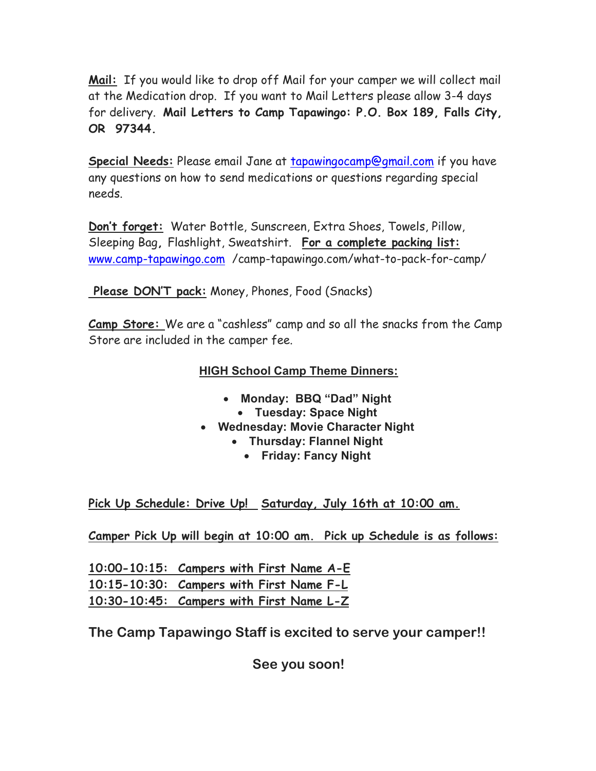**Mail:** If you would like to drop off Mail for your camper we will collect mail at the Medication drop. If you want to Mail Letters please allow 3-4 days for delivery. **Mail Letters to Camp Tapawingo: P.O. Box 189, Falls City, OR 97344.**

**Special Needs:** Please email Jane at tapawingocamp@gmail.com if you have any questions on how to send medications or questions regarding special needs.

**Don't forget:** Water Bottle, Sunscreen, Extra Shoes, Towels, Pillow, Sleeping Bag, Flashlight, Sweatshirt. **For a complete packing list:** www.camp-tapawingo.com /camp-tapawingo.com/what-to-pack-for-camp/

**Please DON'T pack:** Money, Phones, Food (Snacks)

**Camp Store:** We are a "cashless" camp and so all the snacks from the Camp Store are included in the camper fee.

**HIGH School Camp Theme Dinners:**

- **Monday: BBQ "Dad" Night**
- **Tuesday: Space Night**
- **Wednesday: Movie Character Night**
- **Thursday: Flannel Night**
- **Friday: Fancy Night**

**Pick Up Schedule: Drive Up! Saturday, July 16th at 10:00 am.**

**Camper Pick Up will begin at 10:00 am. Pick up Schedule is as follows:**

**10:00-10:15: Campers with First Name A-E**
**10:15-10:30: Campers with First Name F-L**
**10:30-10:45: Campers with First Name L-Z**

**The Camp Tapawingo Staff is excited to serve your camper!!**

**See you soon!**